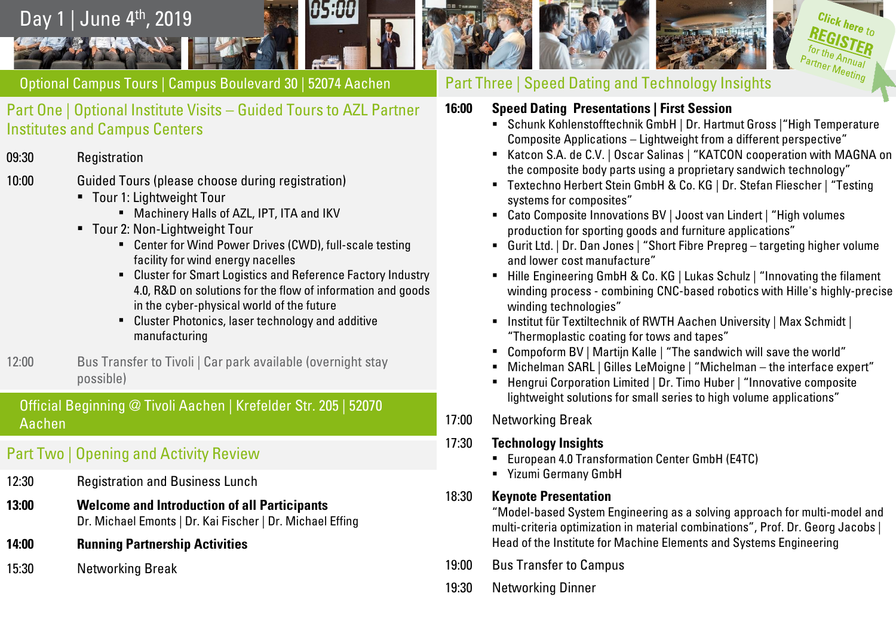# Day 1 | June 4th, 2019

Click here to REGISTER for the Annual Partner Meeting

## Optional Campus Tours | Campus Boulevard 30 | 52074 Aachen

### Part One | Optional Institute Visits – Guided Tours to AZL Partner Institutes and Campus Centers

09:30 Registration

10:00 Guided Tours (please choose during registration)

- Tour 1: Lightweight Tour
  - Machinery Halls of AZL, IPT, ITA and IKV
- Tour 2: Non-Lightweight Tour
  - Center for Wind Power Drives (CWD), full-scale testing facility for wind energy nacelles
  - Cluster for Smart Logistics and Reference Factory Industry 4.0, R&D on solutions for the flow of information and goods in the cyber-physical world of the future
  - Cluster Photonics, laser technology and additive manufacturing

12:00 Bus Transfer to Tivoli | Car park available (overnight stay possible)

## Official Beginning @ Tivoli Aachen | Krefelder Str. 205 | 52070 Aachen

### Part Two | Opening and Activity Review

12:30 Registration and Business Lunch

**13:00 Welcome and Introduction of all Participants**
Dr. Michael Emonts | Dr. Kai Fischer | Dr. Michael Effing

**14:00 Running Partnership Activities**

15:30 Networking Break

### Part Three | Speed Dating and Technology Insights

**16:00 Speed Dating Presentations | First Session**

- Schunk Kohlenstofftechnik GmbH | Dr. Hartmut Gross |"High Temperature Composite Applications – Lightweight from a different perspective"
- Katcon S.A. de C.V. | Oscar Salinas | "KATCON cooperation with MAGNA on the composite body parts using a proprietary sandwich technology"
- Textechno Herbert Stein GmbH & Co. KG | Dr. Stefan Fliescher | "Testing systems for composites"
- Cato Composite Innovations BV | Joost van Lindert | "High volumes production for sporting goods and furniture applications"
- Gurit Ltd. | Dr. Dan Jones | "Short Fibre Prepreg – targeting higher volume and lower cost manufacture"
- Hille Engineering GmbH & Co. KG | Lukas Schulz | "Innovating the filament winding process - combining CNC-based robotics with Hille's highly-precise winding technologies"
- Institut für Textiltechnik of RWTH Aachen University | Max Schmidt | "Thermoplastic coating for tows and tapes"
- Compoform BV | Martijn Kalle | "The sandwich will save the world"
- Michelman SARL | Gilles LeMoigne | "Michelman – the interface expert"
- Hengrui Corporation Limited | Dr. Timo Huber | "Innovative composite lightweight solutions for small series to high volume applications"

17:00 Networking Break

**17:30 Technology Insights**

- European 4.0 Transformation Center GmbH (E4TC)
- Yizumi Germany GmbH

**18:30 Keynote Presentation**
"Model-based System Engineering as a solving approach for multi-model and multi-criteria optimization in material combinations", Prof. Dr. Georg Jacobs | Head of the Institute for Machine Elements and Systems Engineering

19:00 Bus Transfer to Campus

19:30 Networking Dinner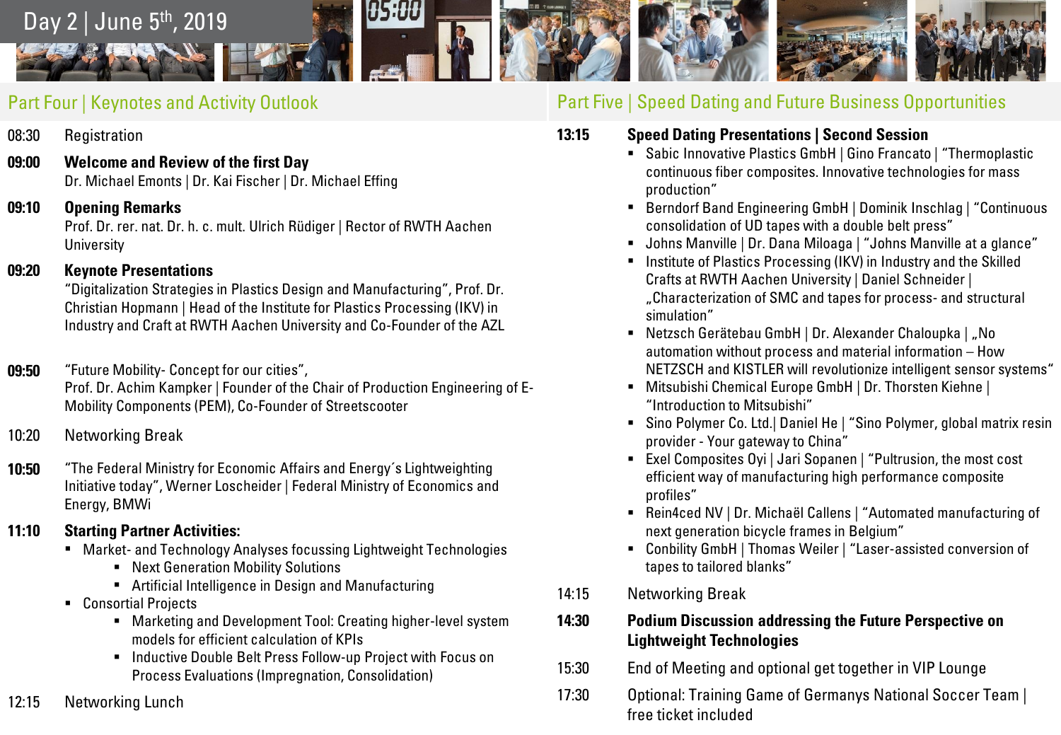# Day 2 | June 5th, 2019

## Part Four | Keynotes and Activity Outlook

08:30 Registration

**09:00 Welcome and Review of the first Day**
Dr. Michael Emonts | Dr. Kai Fischer | Dr. Michael Effing

**09:10 Opening Remarks**
Prof. Dr. rer. nat. Dr. h. c. mult. Ulrich Rüdiger | Rector of RWTH Aachen University

**09:20 Keynote Presentations**
"Digitalization Strategies in Plastics Design and Manufacturing", Prof. Dr. Christian Hopmann | Head of the Institute for Plastics Processing (IKV) in Industry and Craft at RWTH Aachen University and Co-Founder of the AZL

**09:50** "Future Mobility- Concept for our cities",
Prof. Dr. Achim Kampker | Founder of the Chair of Production Engineering of E-Mobility Components (PEM), Co-Founder of Streetscooter

10:20 Networking Break

**10:50** "The Federal Ministry for Economic Affairs and Energy´s Lightweighting Initiative today", Werner Loscheider | Federal Ministry of Economics and Energy, BMWi

**11:10 Starting Partner Activities:**

- Market- and Technology Analyses focussing Lightweight Technologies
  - Next Generation Mobility Solutions
  - Artificial Intelligence in Design and Manufacturing
- Consortial Projects
  - Marketing and Development Tool: Creating higher-level system models for efficient calculation of KPIs
  - Inductive Double Belt Press Follow-up Project with Focus on Process Evaluations (Impregnation, Consolidation)

12:15 Networking Lunch

## Part Five | Speed Dating and Future Business Opportunities

**13:15 Speed Dating Presentations | Second Session**

- Sabic Innovative Plastics GmbH | Gino Francato | "Thermoplastic continuous fiber composites. Innovative technologies for mass production"
- Berndorf Band Engineering GmbH | Dominik Inschlag | "Continuous consolidation of UD tapes with a double belt press"
- Johns Manville | Dr. Dana Miloaga | "Johns Manville at a glance"
- Institute of Plastics Processing (IKV) in Industry and the Skilled Crafts at RWTH Aachen University | Daniel Schneider | „Characterization of SMC and tapes for process- and structural simulation"
- Netzsch Gerätebau GmbH | Dr. Alexander Chaloupka | „No automation without process and material information – How NETZSCH and KISTLER will revolutionize intelligent sensor systems"
- Mitsubishi Chemical Europe GmbH | Dr. Thorsten Kiehne | "Introduction to Mitsubishi"
- Sino Polymer Co. Ltd.| Daniel He | "Sino Polymer, global matrix resin provider - Your gateway to China"
- Exel Composites Oyi | Jari Sopanen | "Pultrusion, the most cost efficient way of manufacturing high performance composite profiles"
- Rein4ced NV | Dr. Michaël Callens | "Automated manufacturing of next generation bicycle frames in Belgium"
- Conbility GmbH | Thomas Weiler | "Laser-assisted conversion of tapes to tailored blanks"

14:15 Networking Break

**14:30 Podium Discussion addressing the Future Perspective on Lightweight Technologies**

15:30 End of Meeting and optional get together in VIP Lounge

17:30 Optional: Training Game of Germanys National Soccer Team | free ticket included